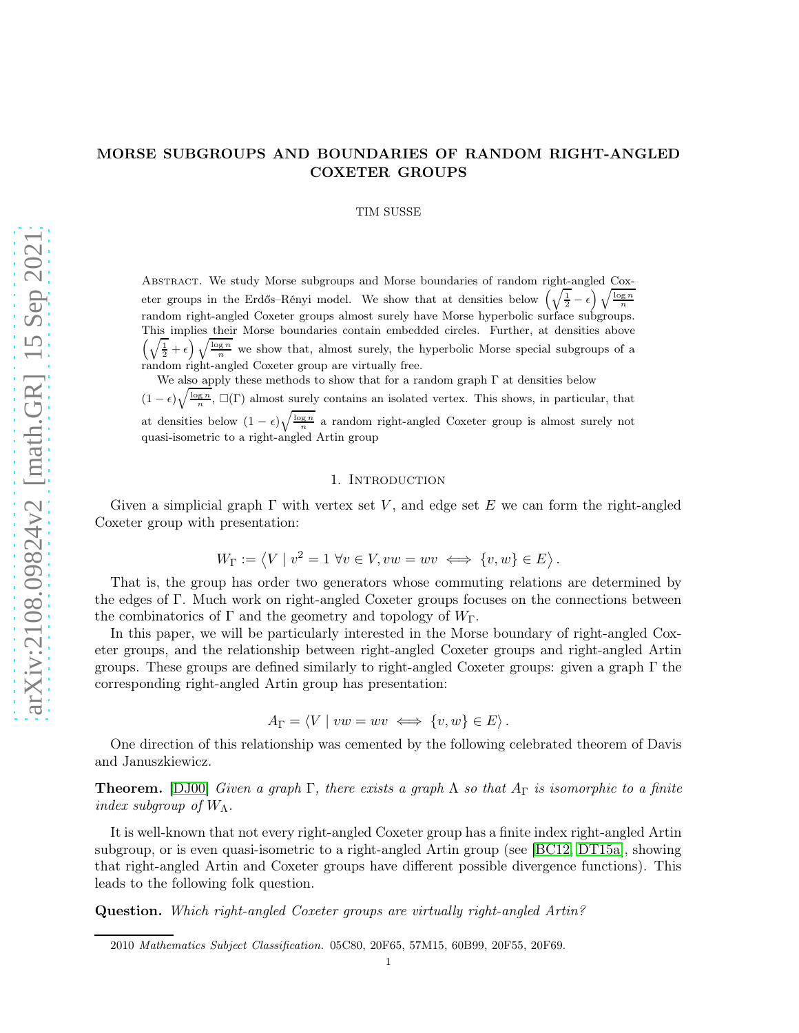# MORSE SUBGROUPS AND BOUNDARIES OF RANDOM RIGHT-ANGLED COXETER GROUPS

TIM SUSSE

Abstract. We study Morse subgroups and Morse boundaries of random right-angled Coxeter groups in the Erdős–Rényi model. We show that at densities below $\left(\sqrt{\frac{1}{2}} - \epsilon\right)\sqrt{\frac{\log n}{n}}$ random right-angled Coxeter groups almost surely have Morse hyperbolic surface subgroups. This implies their Morse boundaries contain embedded circles. Further, at densities above $\left(\sqrt{\frac{1}{2}} + \epsilon\right)\sqrt{\frac{\log n}{n}}$ we show that, almost surely, the hyperbolic Morse special subgroups of a random right-angled Coxeter group are virtually free.

We also apply these methods to show that for a random graph $\Gamma$ at densities below $(1-\epsilon)\sqrt{\frac{\log n}{n}}$, $\square(\Gamma)$ almost surely contains an isolated vertex. This shows, in particular, that at densities below $(1-\epsilon)\sqrt{\frac{\log n}{n}}$ a random right-angled Coxeter group is almost surely not quasi-isometric to a right-angled Artin group

## 1. Introduction

Given a simplicial graph $\Gamma$ with vertex set $V$, and edge set $E$ we can form the right-angled Coxeter group with presentation:

$$W_\Gamma := \left\langle V \mid v^2 = 1 \ \forall v \in V, vw = wv \iff \{v, w\} \in E \right\rangle.$$

That is, the group has order two generators whose commuting relations are determined by the edges of $\Gamma$. Much work on right-angled Coxeter groups focuses on the connections between the combinatorics of $\Gamma$ and the geometry and topology of $W_\Gamma$.

In this paper, we will be particularly interested in the Morse boundary of right-angled Coxeter groups, and the relationship between right-angled Coxeter groups and right-angled Artin groups. These groups are defined similarly to right-angled Coxeter groups: given a graph $\Gamma$ the corresponding right-angled Artin group has presentation:

$$A_\Gamma = \langle V \mid vw = wv \iff \{v, w\} \in E \rangle.$$

One direction of this relationship was cemented by the following celebrated theorem of Davis and Januszkiewicz.

**Theorem.** [DJ00] *Given a graph $\Gamma$, there exists a graph $\Lambda$ so that $A_\Gamma$ is isomorphic to a finite index subgroup of $W_\Lambda$.*

It is well-known that not every right-angled Coxeter group has a finite index right-angled Artin subgroup, or is even quasi-isometric to a right-angled Artin group (see [BC12, DT15a], showing that right-angled Artin and Coxeter groups have different possible divergence functions). This leads to the following folk question.

**Question.** *Which right-angled Coxeter groups are virtually right-angled Artin?*

2010 *Mathematics Subject Classification.* 05C80, 20F65, 57M15, 60B99, 20F55, 20F69.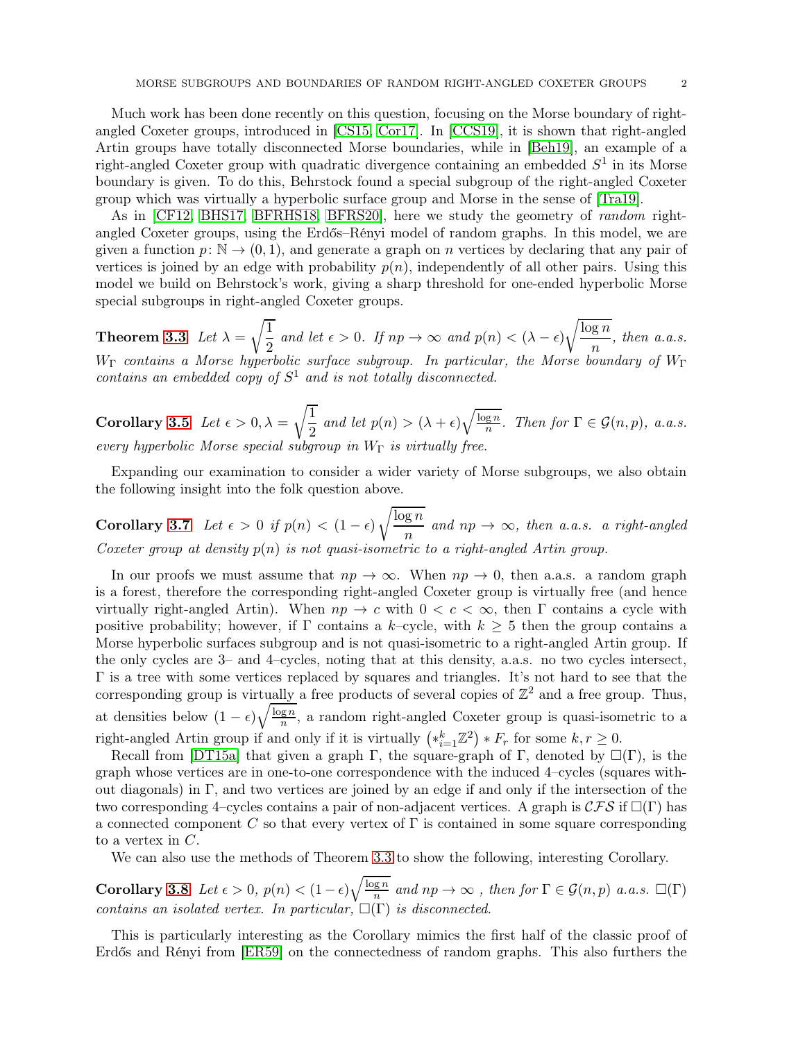Much work has been done recently on this question, focusing on the Morse boundary of right-angled Coxeter groups, introduced in [CS15, Cor17]. In [CCS19], it is shown that right-angled Artin groups have totally disconnected Morse boundaries, while in [Beh19], an example of a right-angled Coxeter group with quadratic divergence containing an embedded $S^1$ in its Morse boundary is given. To do this, Behrstock found a special subgroup of the right-angled Coxeter group which was virtually a hyperbolic surface group and Morse in the sense of [Tra19].

As in [CF12, BHS17, BFRHS18, BFRS20], here we study the geometry of *random* right-angled Coxeter groups, using the Erdős–Rényi model of random graphs. In this model, we are given a function $p\colon \mathbb{N} \to (0,1)$, and generate a graph on $n$ vertices by declaring that any pair of vertices is joined by an edge with probability $p(n)$, independently of all other pairs. Using this model we build on Behrstock's work, giving a sharp threshold for one-ended hyperbolic Morse special subgroups in right-angled Coxeter groups.

**Theorem 3.3** *Let $\lambda = \sqrt{\frac{1}{2}}$ and let $\epsilon > 0$. If $np \to \infty$ and $p(n) < (\lambda - \epsilon)\sqrt{\frac{\log n}{n}}$, then a.a.s. $W_\Gamma$ contains a Morse hyperbolic surface subgroup. In particular, the Morse boundary of $W_\Gamma$ contains an embedded copy of $S^1$ and is not totally disconnected.*

**Corollary 3.5** *Let $\epsilon > 0, \lambda = \sqrt{\frac{1}{2}}$ and let $p(n) > (\lambda + \epsilon)\sqrt{\frac{\log n}{n}}$. Then for $\Gamma \in \mathcal{G}(n,p)$, a.a.s. every hyperbolic Morse special subgroup in $W_\Gamma$ is virtually free.*

Expanding our examination to consider a wider variety of Morse subgroups, we also obtain the following insight into the folk question above.

**Corollary 3.7** *Let $\epsilon > 0$ if $p(n) < (1 - \epsilon)\sqrt{\frac{\log n}{n}}$ and $np \to \infty$, then a.a.s. a right-angled Coxeter group at density $p(n)$ is not quasi-isometric to a right-angled Artin group.*

In our proofs we must assume that $np \to \infty$. When $np \to 0$, then a.a.s. a random graph is a forest, therefore the corresponding right-angled Coxeter group is virtually free (and hence virtually right-angled Artin). When $np \to c$ with $0 < c < \infty$, then $\Gamma$ contains a cycle with positive probability; however, if $\Gamma$ contains a $k$–cycle, with $k \geq 5$ then the group contains a Morse hyperbolic surfaces subgroup and is not quasi-isometric to a right-angled Artin group. If the only cycles are 3– and 4–cycles, noting that at this density, a.a.s. no two cycles intersect, $\Gamma$ is a tree with some vertices replaced by squares and triangles. It's not hard to see that the corresponding group is virtually a free products of several copies of $\mathbb{Z}^2$ and a free group. Thus, at densities below $(1 - \epsilon)\sqrt{\frac{\log n}{n}}$, a random right-angled Coxeter group is quasi-isometric to a right-angled Artin group if and only if it is virtually $\left(*_{i=1}^{k}\mathbb{Z}^2\right) * F_r$ for some $k, r \geq 0$.

Recall from [DT15a] that given a graph $\Gamma$, the square-graph of $\Gamma$, denoted by $\square(\Gamma)$, is the graph whose vertices are in one-to-one correspondence with the induced 4–cycles (squares without diagonals) in $\Gamma$, and two vertices are joined by an edge if and only if the intersection of the two corresponding 4–cycles contains a pair of non-adjacent vertices. A graph is $\mathcal{CFS}$ if $\square(\Gamma)$ has a connected component $C$ so that every vertex of $\Gamma$ is contained in some square corresponding to a vertex in $C$.

We can also use the methods of Theorem 3.3 to show the following, interesting Corollary.

**Corollary 3.8** *Let $\epsilon > 0$, $p(n) < (1 - \epsilon)\sqrt{\frac{\log n}{n}}$ and $np \to \infty$ , then for $\Gamma \in \mathcal{G}(n,p)$ a.a.s. $\square(\Gamma)$ contains an isolated vertex. In particular, $\square(\Gamma)$ is disconnected.*

This is particularly interesting as the Corollary mimics the first half of the classic proof of Erdős and Rényi from [ER59] on the connectedness of random graphs. This also furthers the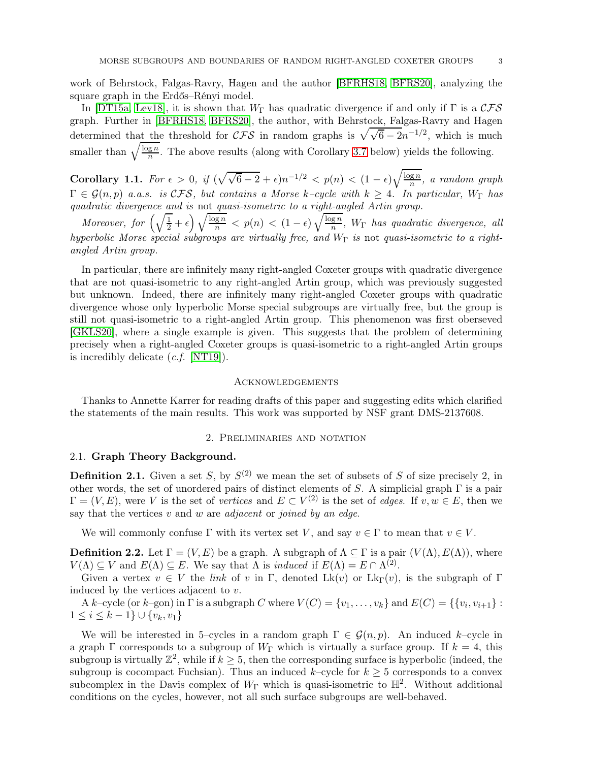work of Behrstock, Falgas-Ravry, Hagen and the author [BFRHS18, BFRS20], analyzing the square graph in the Erdős–Rényi model.

In [DT15a, Lev18], it is shown that $W_\Gamma$ has quadratic divergence if and only if $\Gamma$ is a $\mathcal{CFS}$ graph. Further in [BFRHS18, BFRS20], the author, with Behrstock, Falgas-Ravry and Hagen determined that the threshold for $\mathcal{CFS}$ in random graphs is $\sqrt{\sqrt{6}-2}n^{-1/2}$, which is much smaller than $\sqrt{\frac{\log n}{n}}$. The above results (along with Corollary 3.7 below) yields the following.

**Corollary 1.1.** *For $\epsilon > 0$, if $(\sqrt{\sqrt{6}-2}+\epsilon)n^{-1/2} < p(n) < (1-\epsilon)\sqrt{\frac{\log n}{n}}$, a random graph $\Gamma \in \mathcal{G}(n,p)$ a.a.s. is $\mathcal{CFS}$, but contains a Morse $k$–cycle with $k \geq 4$. In particular, $W_\Gamma$ has quadratic divergence and is* not *quasi-isometric to a right-angled Artin group.*

*Moreover, for $\left(\sqrt{\frac{1}{2}}+\epsilon\right)\sqrt{\frac{\log n}{n}} < p(n) < (1-\epsilon)\sqrt{\frac{\log n}{n}}$, $W_\Gamma$ has quadratic divergence, all hyperbolic Morse special subgroups are virtually free, and $W_\Gamma$ is* not *quasi-isometric to a right-angled Artin group.*

In particular, there are infinitely many right-angled Coxeter groups with quadratic divergence that are not quasi-isometric to any right-angled Artin group, which was previously suggested but unknown. Indeed, there are infinitely many right-angled Coxeter groups with quadratic divergence whose only hyperbolic Morse special subgroups are virtually free, but the group is still not quasi-isometric to a right-angled Artin group. This phenomenon was first oberseved [GKLS20], where a single example is given. This suggests that the problem of determining precisely when a right-angled Coxeter groups is quasi-isometric to a right-angled Artin groups is incredibly delicate (*c.f.* [NT19]).

## Acknowledgements

Thanks to Annette Karrer for reading drafts of this paper and suggesting edits which clarified the statements of the main results. This work was supported by NSF grant DMS-2137608.

## 2. Preliminaries and notation

### 2.1. Graph Theory Background.

**Definition 2.1.** Given a set $S$, by $S^{(2)}$ we mean the set of subsets of $S$ of size precisely 2, in other words, the set of unordered pairs of distinct elements of $S$. A simplicial graph $\Gamma$ is a pair $\Gamma = (V, E)$, were $V$ is the set of *vertices* and $E \subset V^{(2)}$ is the set of *edges*. If $v, w \in E$, then we say that the vertices $v$ and $w$ are *adjacent* or *joined by an edge*.

We will commonly confuse $\Gamma$ with its vertex set $V$, and say $v \in \Gamma$ to mean that $v \in V$.

**Definition 2.2.** Let $\Gamma = (V, E)$ be a graph. A subgraph of $\Lambda \subseteq \Gamma$ is a pair $(V(\Lambda), E(\Lambda))$, where $V(\Lambda) \subseteq V$ and $E(\Lambda) \subseteq E$. We say that $\Lambda$ is *induced* if $E(\Lambda) = E \cap \Lambda^{(2)}$.

Given a vertex $v \in V$ the *link* of $v$ in $\Gamma$, denoted $\mathrm{Lk}(v)$ or $\mathrm{Lk}_\Gamma(v)$, is the subgraph of $\Gamma$ induced by the vertices adjacent to $v$.

A $k$–cycle (or $k$–gon) in $\Gamma$ is a subgraph $C$ where $V(C) = \{v_1, \ldots, v_k\}$ and $E(C) = \{\{v_i, v_{i+1}\} : 1 \leq i \leq k-1\} \cup \{v_k, v_1\}$

We will be interested in 5–cycles in a random graph $\Gamma \in \mathcal{G}(n,p)$. An induced $k$–cycle in a graph $\Gamma$ corresponds to a subgroup of $W_\Gamma$ which is virtually a surface group. If $k = 4$, this subgroup is virtually $\mathbb{Z}^2$, while if $k \geq 5$, then the corresponding surface is hyperbolic (indeed, the subgroup is cocompact Fuchsian). Thus an induced $k$–cycle for $k \geq 5$ corresponds to a convex subcomplex in the Davis complex of $W_\Gamma$ which is quasi-isometric to $\mathbb{H}^2$. Without additional conditions on the cycles, however, not all such surface subgroups are well-behaved.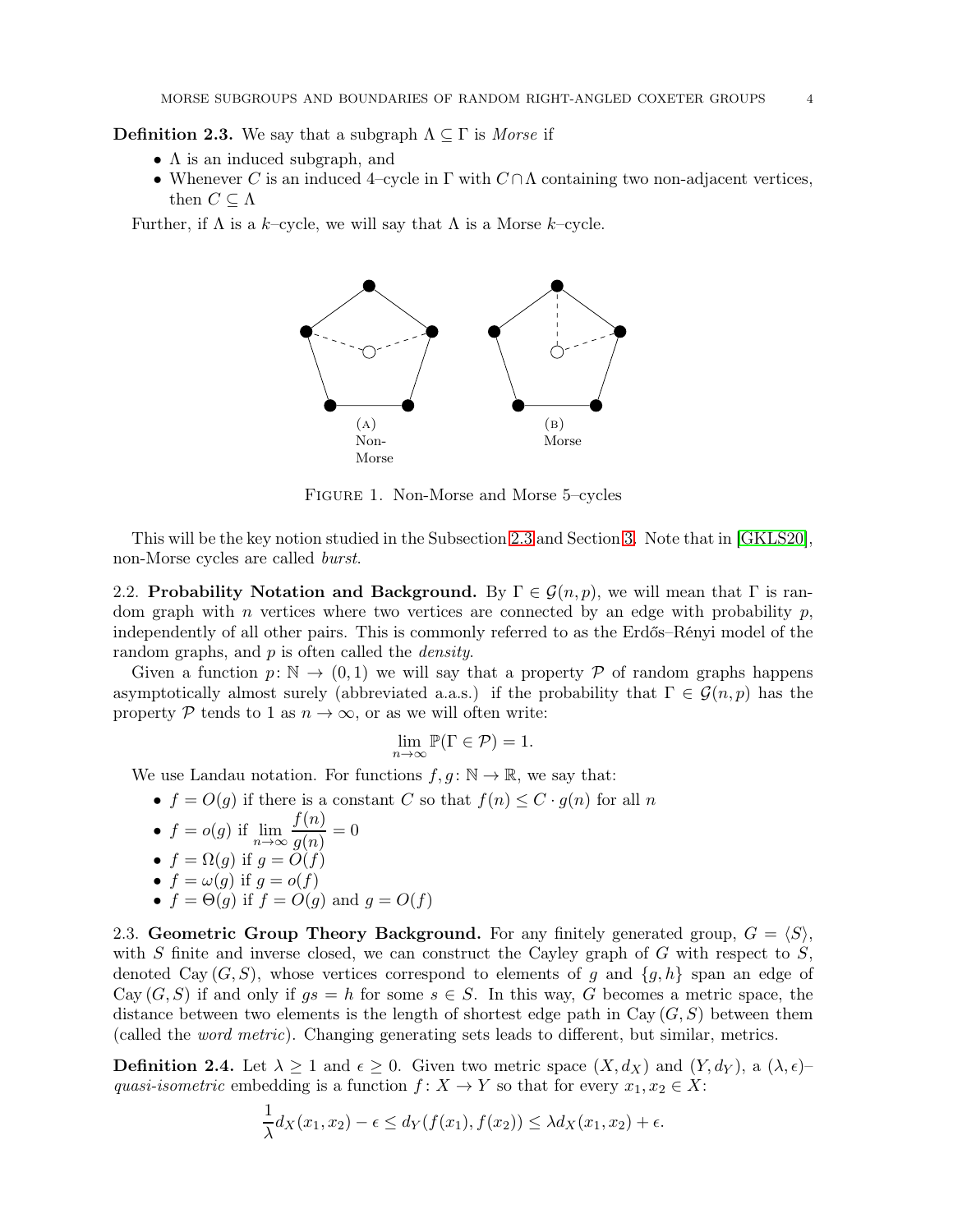**Definition 2.3.** We say that a subgraph $\Lambda \subseteq \Gamma$ is *Morse* if

- $\Lambda$ is an induced subgraph, and
- Whenever $C$ is an induced 4–cycle in $\Gamma$ with $C \cap \Lambda$ containing two non-adjacent vertices, then $C \subseteq \Lambda$

Further, if $\Lambda$ is a $k$–cycle, we will say that $\Lambda$ is a Morse $k$–cycle.

(A) Non-Morse

(B) Morse

Figure 1. Non-Morse and Morse 5–cycles

This will be the key notion studied in the Subsection 2.3 and Section 3. Note that in [GKLS20], non-Morse cycles are called *burst*.

## 2.2. Probability Notation and Background.

By $\Gamma \in \mathcal{G}(n,p)$, we will mean that $\Gamma$ is random graph with $n$ vertices where two vertices are connected by an edge with probability $p$, independently of all other pairs. This is commonly referred to as the Erdős–Rényi model of the random graphs, and $p$ is often called the *density*.

Given a function $p\colon \mathbb{N} \to (0,1)$ we will say that a property $\mathcal{P}$ of random graphs happens asymptotically almost surely (abbreviated a.a.s.) if the probability that $\Gamma \in \mathcal{G}(n,p)$ has the property $\mathcal{P}$ tends to 1 as $n \to \infty$, or as we will often write:

$$\lim_{n\to\infty} \mathbb{P}(\Gamma \in \mathcal{P}) = 1.$$

We use Landau notation. For functions $f, g\colon \mathbb{N} \to \mathbb{R}$, we say that:

- $f = O(g)$ if there is a constant $C$ so that $f(n) \leq C \cdot g(n)$ for all $n$
- $f = o(g)$ if $\displaystyle\lim_{n\to\infty} \frac{f(n)}{g(n)} = 0$
- $f = \Omega(g)$ if $g = O(f)$
- $f = \omega(g)$ if $g = o(f)$
- $f = \Theta(g)$ if $f = O(g)$ and $g = O(f)$

## 2.3. Geometric Group Theory Background.

For any finitely generated group, $G = \langle S \rangle$, with $S$ finite and inverse closed, we can construct the Cayley graph of $G$ with respect to $S$, denoted $\mathrm{Cay}\,(G,S)$, whose vertices correspond to elements of $g$ and $\{g,h\}$ span an edge of $\mathrm{Cay}\,(G,S)$ if and only if $gs = h$ for some $s \in S$. In this way, $G$ becomes a metric space, the distance between two elements is the length of shortest edge path in $\mathrm{Cay}\,(G,S)$ between them (called the *word metric*). Changing generating sets leads to different, but similar, metrics.

**Definition 2.4.** Let $\lambda \geq 1$ and $\epsilon \geq 0$. Given two metric space $(X, d_X)$ and $(Y, d_Y)$, a $(\lambda,\epsilon)$–*quasi-isometric* embedding is a function $f\colon X \to Y$ so that for every $x_1, x_2 \in X$:

$$\frac{1}{\lambda} d_X(x_1,x_2) - \epsilon \leq d_Y(f(x_1), f(x_2)) \leq \lambda d_X(x_1,x_2) + \epsilon.$$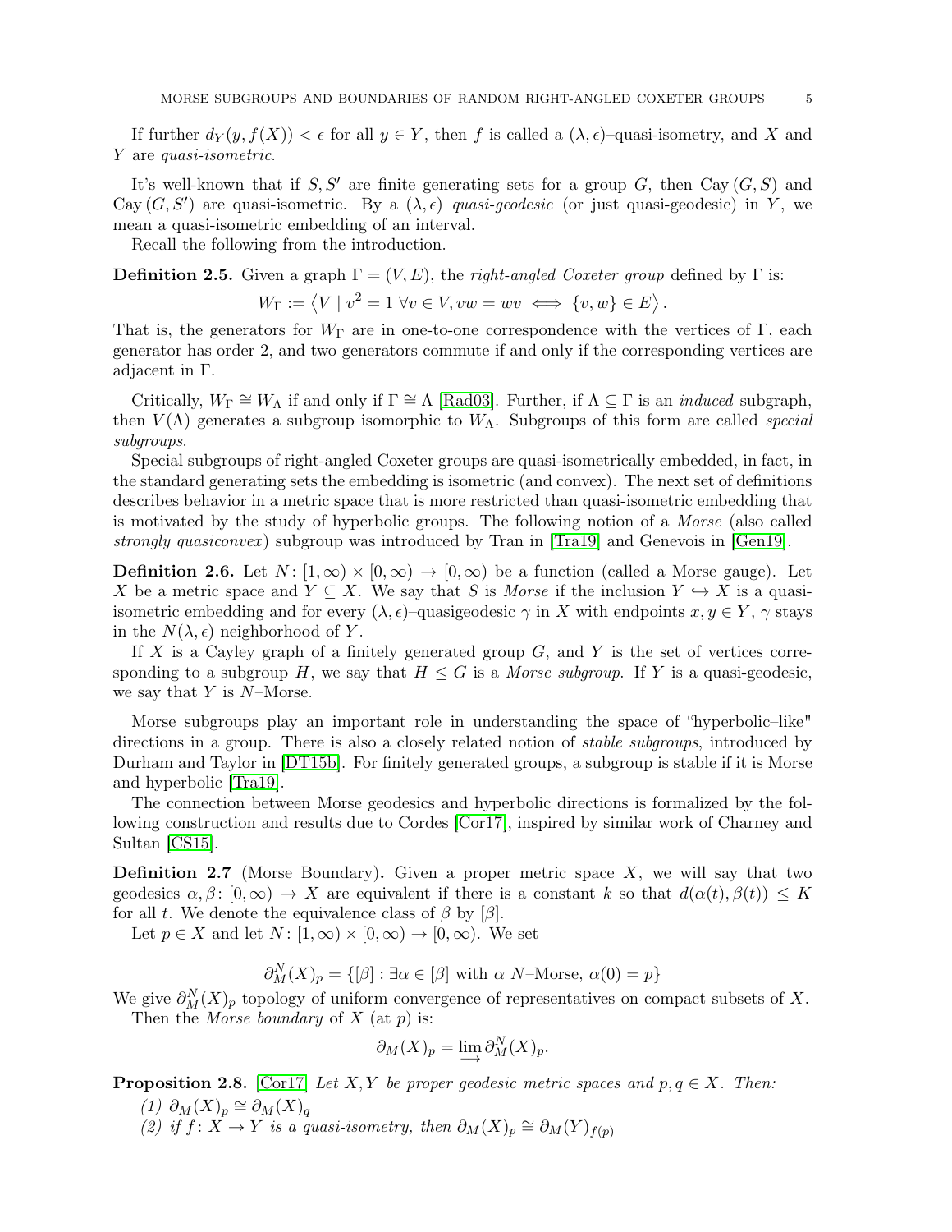If further $d_Y(y, f(X)) < \epsilon$ for all $y \in Y$, then $f$ is called a $(\lambda, \epsilon)$–quasi-isometry, and $X$ and $Y$ are *quasi-isometric*.

It's well-known that if $S, S'$ are finite generating sets for a group $G$, then $\text{Cay}(G, S)$ and $\text{Cay}(G, S')$ are quasi-isometric. By a $(\lambda, \epsilon)$–*quasi-geodesic* (or just quasi-geodesic) in $Y$, we mean a quasi-isometric embedding of an interval.

Recall the following from the introduction.

**Definition 2.5.** Given a graph $\Gamma = (V, E)$, the *right-angled Coxeter group* defined by $\Gamma$ is:

$$W_\Gamma := \left\langle V \mid v^2 = 1 \ \forall v \in V, vw = wv \iff \{v, w\} \in E \right\rangle.$$

That is, the generators for $W_\Gamma$ are in one-to-one correspondence with the vertices of $\Gamma$, each generator has order 2, and two generators commute if and only if the corresponding vertices are adjacent in $\Gamma$.

Critically, $W_\Gamma \cong W_\Lambda$ if and only if $\Gamma \cong \Lambda$ [Rad03]. Further, if $\Lambda \subseteq \Gamma$ is an *induced* subgraph, then $V(\Lambda)$ generates a subgroup isomorphic to $W_\Lambda$. Subgroups of this form are called *special subgroups*.

Special subgroups of right-angled Coxeter groups are quasi-isometrically embedded, in fact, in the standard generating sets the embedding is isometric (and convex). The next set of definitions describes behavior in a metric space that is more restricted than quasi-isometric embedding that is motivated by the study of hyperbolic groups. The following notion of a *Morse* (also called *strongly quasiconvex*) subgroup was introduced by Tran in [Tra19] and Genevois in [Gen19].

**Definition 2.6.** Let $N \colon [1, \infty) \times [0, \infty) \to [0, \infty)$ be a function (called a Morse gauge). Let $X$ be a metric space and $Y \subseteq X$. We say that $S$ is *Morse* if the inclusion $Y \hookrightarrow X$ is a quasi-isometric embedding and for every $(\lambda, \epsilon)$–quasigeodesic $\gamma$ in $X$ with endpoints $x, y \in Y$, $\gamma$ stays in the $N(\lambda, \epsilon)$ neighborhood of $Y$.

If $X$ is a Cayley graph of a finitely generated group $G$, and $Y$ is the set of vertices corresponding to a subgroup $H$, we say that $H \le G$ is a *Morse subgroup*. If $Y$ is a quasi-geodesic, we say that $Y$ is $N$–Morse.

Morse subgroups play an important role in understanding the space of "hyperbolic–like" directions in a group. There is also a closely related notion of *stable subgroups*, introduced by Durham and Taylor in [DT15b]. For finitely generated groups, a subgroup is stable if it is Morse and hyperbolic [Tra19].

The connection between Morse geodesics and hyperbolic directions is formalized by the following construction and results due to Cordes [Cor17], inspired by similar work of Charney and Sultan [CS15].

**Definition 2.7** (Morse Boundary)**.** Given a proper metric space $X$, we will say that two geodesics $\alpha, \beta \colon [0, \infty) \to X$ are equivalent if there is a constant $k$ so that $d(\alpha(t), \beta(t)) \le K$ for all $t$. We denote the equivalence class of $\beta$ by $[\beta]$.

Let $p \in X$ and let $N \colon [1, \infty) \times [0, \infty) \to [0, \infty)$. We set

$$\partial_M^N(X)_p = \{[\beta] : \exists \alpha \in [\beta] \text{ with } \alpha \ N\text{–Morse}, \ \alpha(0) = p\}$$

We give $\partial_M^N(X)_p$ topology of uniform convergence of representatives on compact subsets of $X$.

Then the *Morse boundary* of $X$ (at $p$) is:

$$\partial_M(X)_p = \varinjlim \partial_M^N(X)_p.$$

**Proposition 2.8.** [Cor17] *Let $X, Y$ be proper geodesic metric spaces and $p, q \in X$. Then:*

*(1) $\partial_M(X)_p \cong \partial_M(X)_q$*

*(2) if $f \colon X \to Y$ is a quasi-isometry, then $\partial_M(X)_p \cong \partial_M(Y)_{f(p)}$*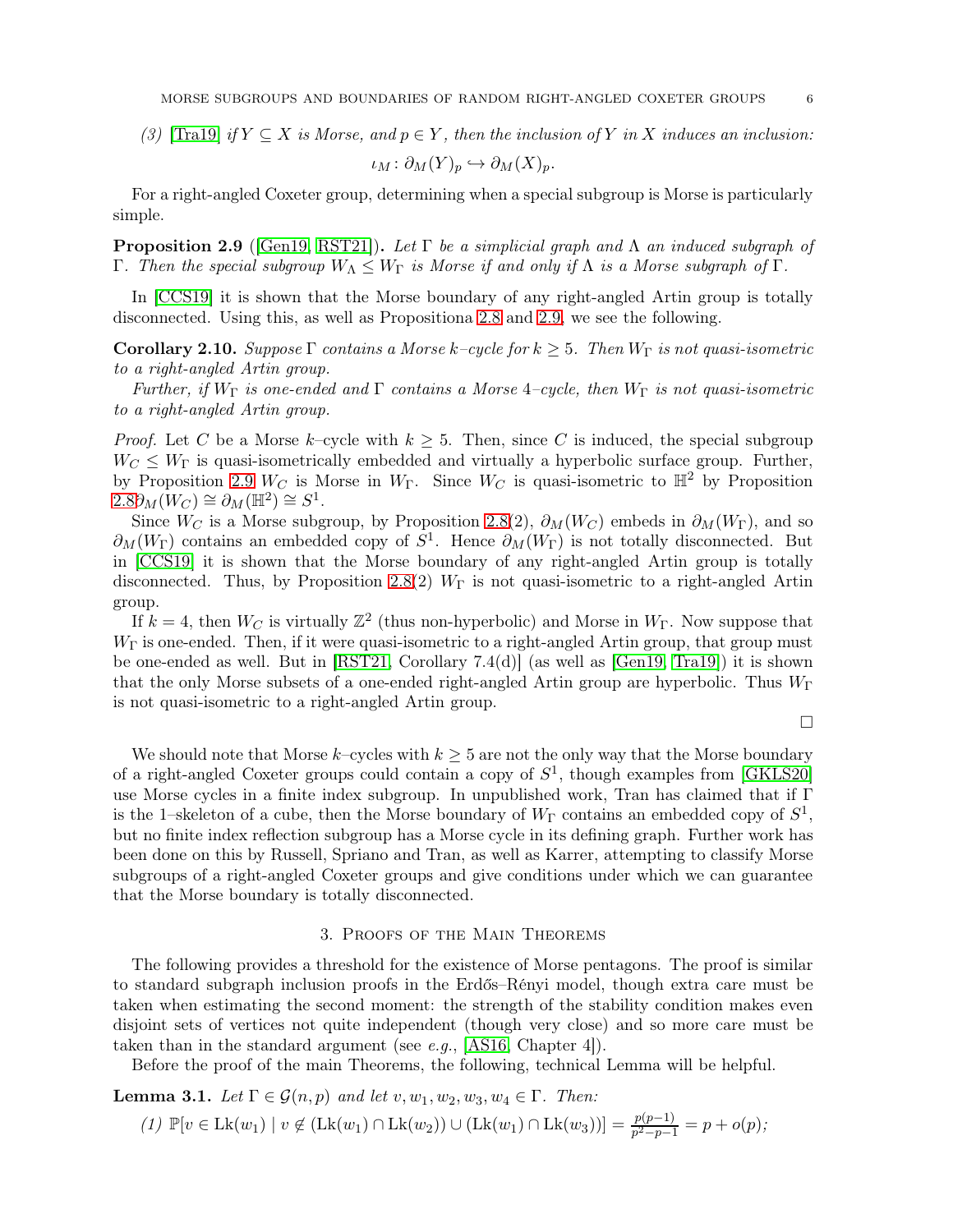*(3)* [Tra19] *if $Y \subseteq X$ is Morse, and $p \in Y$, then the inclusion of $Y$ in $X$ induces an inclusion:*

$$\iota_M \colon \partial_M(Y)_p \hookrightarrow \partial_M(X)_p.$$

For a right-angled Coxeter group, determining when a special subgroup is Morse is particularly simple.

**Proposition 2.9** ([Gen19, RST21]). *Let $\Gamma$ be a simplicial graph and $\Lambda$ an induced subgraph of $\Gamma$. Then the special subgroup $W_\Lambda \leq W_\Gamma$ is Morse if and only if $\Lambda$ is a Morse subgraph of $\Gamma$.*

In [CCS19] it is shown that the Morse boundary of any right-angled Artin group is totally disconnected. Using this, as well as Propositiona 2.8 and 2.9, we see the following.

**Corollary 2.10.** *Suppose $\Gamma$ contains a Morse $k$–cycle for $k \geq 5$. Then $W_\Gamma$ is not quasi-isometric to a right-angled Artin group.*

*Further, if $W_\Gamma$ is one-ended and $\Gamma$ contains a Morse 4–cycle, then $W_\Gamma$ is not quasi-isometric to a right-angled Artin group.*

*Proof.* Let $C$ be a Morse $k$–cycle with $k \geq 5$. Then, since $C$ is induced, the special subgroup $W_C \leq W_\Gamma$ is quasi-isometrically embedded and virtually a hyperbolic surface group. Further, by Proposition 2.9 $W_C$ is Morse in $W_\Gamma$. Since $W_C$ is quasi-isometric to $\mathbb{H}^2$ by Proposition 2.8$\partial_M(W_C) \cong \partial_M(\mathbb{H}^2) \cong S^1$.

Since $W_C$ is a Morse subgroup, by Proposition 2.8(2), $\partial_M(W_C)$ embeds in $\partial_M(W_\Gamma)$, and so $\partial_M(W_\Gamma)$ contains an embedded copy of $S^1$. Hence $\partial_M(W_\Gamma)$ is not totally disconnected. But in [CCS19] it is shown that the Morse boundary of any right-angled Artin group is totally disconnected. Thus, by Proposition 2.8(2) $W_\Gamma$ is not quasi-isometric to a right-angled Artin group.

If $k = 4$, then $W_C$ is virtually $\mathbb{Z}^2$ (thus non-hyperbolic) and Morse in $W_\Gamma$. Now suppose that $W_\Gamma$ is one-ended. Then, if it were quasi-isometric to a right-angled Artin group, that group must be one-ended as well. But in [RST21, Corollary 7.4(d)] (as well as [Gen19, Tra19]) it is shown that the only Morse subsets of a one-ended right-angled Artin group are hyperbolic. Thus $W_\Gamma$ is not quasi-isometric to a right-angled Artin group.

□

We should note that Morse $k$–cycles with $k \geq 5$ are not the only way that the Morse boundary of a right-angled Coxeter groups could contain a copy of $S^1$, though examples from [GKLS20] use Morse cycles in a finite index subgroup. In unpublished work, Tran has claimed that if $\Gamma$ is the 1–skeleton of a cube, then the Morse boundary of $W_\Gamma$ contains an embedded copy of $S^1$, but no finite index reflection subgroup has a Morse cycle in its defining graph. Further work has been done on this by Russell, Spriano and Tran, as well as Karrer, attempting to classify Morse subgroups of a right-angled Coxeter groups and give conditions under which we can guarantee that the Morse boundary is totally disconnected.

## 3. Proofs of the Main Theorems

The following provides a threshold for the existence of Morse pentagons. The proof is similar to standard subgraph inclusion proofs in the Erdős–Rényi model, though extra care must be taken when estimating the second moment: the strength of the stability condition makes even disjoint sets of vertices not quite independent (though very close) and so more care must be taken than in the standard argument (see *e.g.*, [AS16, Chapter 4]).

Before the proof of the main Theorems, the following, technical Lemma will be helpful.

**Lemma 3.1.** *Let $\Gamma \in \mathcal{G}(n,p)$ and let $v, w_1, w_2, w_3, w_4 \in \Gamma$. Then:*

*(1)* $\mathbb{P}[v \in \mathrm{Lk}(w_1) \mid v \notin (\mathrm{Lk}(w_1) \cap \mathrm{Lk}(w_2)) \cup (\mathrm{Lk}(w_1) \cap \mathrm{Lk}(w_3))] = \frac{p(p-1)}{p^2-p-1} = p + o(p)$;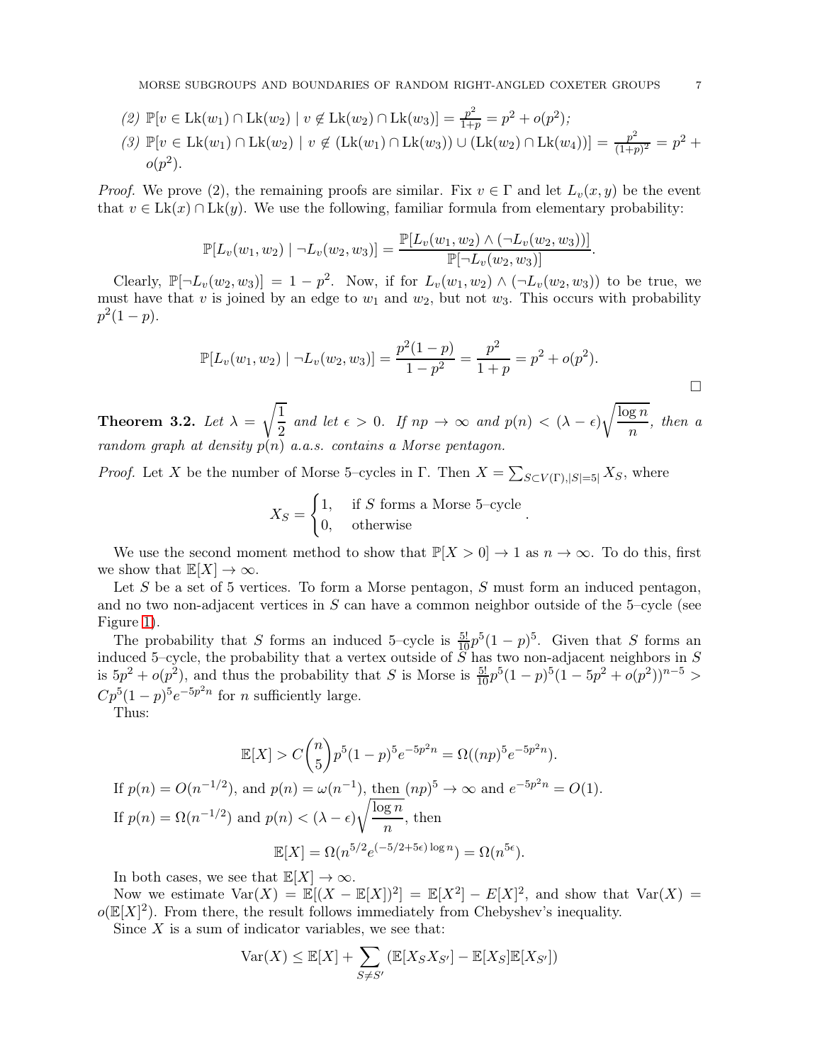(2) $\mathbb{P}[v \in \mathrm{Lk}(w_1) \cap \mathrm{Lk}(w_2) \mid v \notin \mathrm{Lk}(w_2) \cap \mathrm{Lk}(w_3)] = \frac{p^2}{1+p} = p^2 + o(p^2)$;

(3) $\mathbb{P}[v \in \mathrm{Lk}(w_1) \cap \mathrm{Lk}(w_2) \mid v \notin (\mathrm{Lk}(w_1) \cap \mathrm{Lk}(w_3)) \cup (\mathrm{Lk}(w_2) \cap \mathrm{Lk}(w_4))] = \frac{p^2}{(1+p)^2} = p^2 + o(p^2)$.

*Proof.* We prove (2), the remaining proofs are similar. Fix $v \in \Gamma$ and let $L_v(x, y)$ be the event that $v \in \mathrm{Lk}(x) \cap \mathrm{Lk}(y)$. We use the following, familiar formula from elementary probability:

$$\mathbb{P}[L_v(w_1, w_2) \mid \neg L_v(w_2, w_3)] = \frac{\mathbb{P}[L_v(w_1, w_2) \wedge (\neg L_v(w_2, w_3))]}{\mathbb{P}[\neg L_v(w_2, w_3)]}.$$

Clearly, $\mathbb{P}[\neg L_v(w_2, w_3)] = 1 - p^2$. Now, if for $L_v(w_1, w_2) \wedge (\neg L_v(w_2, w_3))$ to be true, we must have that $v$ is joined by an edge to $w_1$ and $w_2$, but not $w_3$. This occurs with probability $p^2(1-p)$.

$$\mathbb{P}[L_v(w_1, w_2) \mid \neg L_v(w_2, w_3)] = \frac{p^2(1-p)}{1-p^2} = \frac{p^2}{1+p} = p^2 + o(p^2).$$

$\square$

**Theorem 3.2.** *Let $\lambda = \sqrt{\frac{1}{2}}$ and let $\epsilon > 0$. If $np \to \infty$ and $p(n) < (\lambda - \epsilon)\sqrt{\frac{\log n}{n}}$, then a random graph at density $p(n)$ a.a.s. contains a Morse pentagon.*

*Proof.* Let $X$ be the number of Morse 5–cycles in $\Gamma$. Then $X = \sum_{S \subset V(\Gamma), |S|=5|} X_S$, where

$$X_S = \begin{cases} 1, & \text{if } S \text{ forms a Morse 5–cycle} \\ 0, & \text{otherwise} \end{cases}.$$

We use the second moment method to show that $\mathbb{P}[X > 0] \to 1$ as $n \to \infty$. To do this, first we show that $\mathbb{E}[X] \to \infty$.

Let $S$ be a set of 5 vertices. To form a Morse pentagon, $S$ must form an induced pentagon, and no two non-adjacent vertices in $S$ can have a common neighbor outside of the 5–cycle (see Figure 1).

The probability that $S$ forms an induced 5–cycle is $\frac{5!}{10}p^5(1-p)^5$. Given that $S$ forms an induced 5–cycle, the probability that a vertex outside of $S$ has two non-adjacent neighbors in $S$ is $5p^2 + o(p^2)$, and thus the probability that $S$ is Morse is $\frac{5!}{10}p^5(1-p)^5(1 - 5p^2 + o(p^2))^{n-5} > Cp^5(1-p)^5 e^{-5p^2 n}$ for $n$ sufficiently large.

Thus:

$$\mathbb{E}[X] > C\binom{n}{5}p^5(1-p)^5 e^{-5p^2 n} = \Omega((np)^5 e^{-5p^2 n}).$$

If $p(n) = O(n^{-1/2})$, and $p(n) = \omega(n^{-1})$, then $(np)^5 \to \infty$ and $e^{-5p^2 n} = O(1)$.

If $p(n) = \Omega(n^{-1/2})$ and $p(n) < (\lambda - \epsilon)\sqrt{\frac{\log n}{n}}$, then

$$\mathbb{E}[X] = \Omega(n^{5/2} e^{(-5/2 + 5\epsilon)\log n}) = \Omega(n^{5\epsilon}).$$

In both cases, we see that $\mathbb{E}[X] \to \infty$.

Now we estimate $\mathrm{Var}(X) = \mathbb{E}[(X - \mathbb{E}[X])^2] = \mathbb{E}[X^2] - E[X]^2$, and show that $\mathrm{Var}(X) = o(\mathbb{E}[X]^2)$. From there, the result follows immediately from Chebyshev's inequality.

Since $X$ is a sum of indicator variables, we see that:

$$\mathrm{Var}(X) \leq \mathbb{E}[X] + \sum_{S \neq S'} (\mathbb{E}[X_S X_{S'}] - \mathbb{E}[X_S]\mathbb{E}[X_{S'}])$$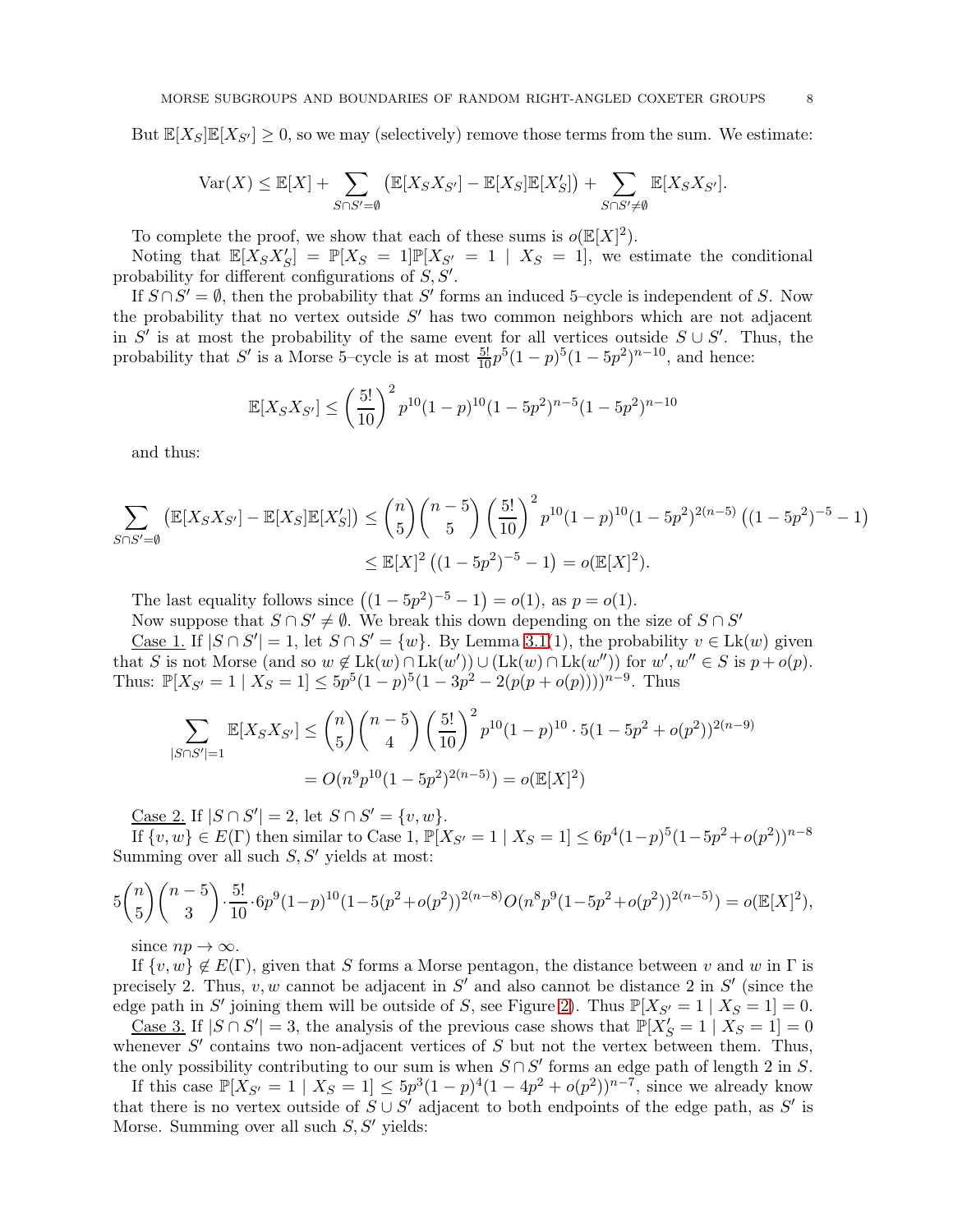But $\mathbb{E}[X_S]\mathbb{E}[X_{S'}] \geq 0$, so we may (selectively) remove those terms from the sum. We estimate:

$$\mathrm{Var}(X) \leq \mathbb{E}[X] + \sum_{S \cap S' = \emptyset} \left(\mathbb{E}[X_S X_{S'}] - \mathbb{E}[X_S]\mathbb{E}[X_S']\right) + \sum_{S \cap S' \neq \emptyset} \mathbb{E}[X_S X_{S'}].$$

To complete the proof, we show that each of these sums is $o(\mathbb{E}[X]^2)$.

Noting that $\mathbb{E}[X_S X_S'] = \mathbb{P}[X_S = 1]\mathbb{P}[X_{S'} = 1 \mid X_S = 1]$, we estimate the conditional probability for different configurations of $S, S'$.

If $S \cap S' = \emptyset$, then the probability that $S'$ forms an induced 5–cycle is independent of $S$. Now the probability that no vertex outside $S'$ has two common neighbors which are not adjacent in $S'$ is at most the probability of the same event for all vertices outside $S \cup S'$. Thus, the probability that $S'$ is a Morse 5–cycle is at most $\frac{5!}{10}p^5(1-p)^5(1-5p^2)^{n-10}$, and hence:

$$\mathbb{E}[X_S X_{S'}] \leq \left(\frac{5!}{10}\right)^2 p^{10}(1-p)^{10}(1-5p^2)^{n-5}(1-5p^2)^{n-10}$$

and thus:

$$\sum_{S \cap S' = \emptyset} \left(\mathbb{E}[X_S X_{S'}] - \mathbb{E}[X_S]\mathbb{E}[X_S']\right) \leq \binom{n}{5}\binom{n-5}{5}\left(\frac{5!}{10}\right)^2 p^{10}(1-p)^{10}(1-5p^2)^{2(n-5)}\left((1-5p^2)^{-5} - 1\right)$$
$$\leq \mathbb{E}[X]^2\left((1-5p^2)^{-5} - 1\right) = o(\mathbb{E}[X]^2).$$

The last equality follows since $\left((1-5p^2)^{-5} - 1\right) = o(1)$, as $p = o(1)$.

Now suppose that $S \cap S' \neq \emptyset$. We break this down depending on the size of $S \cap S'$

<u>Case 1.</u> If $|S \cap S'| = 1$, let $S \cap S' = \{w\}$. By Lemma 3.1(1), the probability $v \in \mathrm{Lk}(w)$ given that $S$ is not Morse (and so $w \notin \mathrm{Lk}(w) \cap \mathrm{Lk}(w')) \cup (\mathrm{Lk}(w) \cap \mathrm{Lk}(w''))$ for $w', w'' \in S$ is $p + o(p)$. Thus: $\mathbb{P}[X_{S'} = 1 \mid X_S = 1] \leq 5p^5(1-p)^5(1-3p^2-2(p(p+o(p))))^{n-9}$. Thus

$$\sum_{|S \cap S'| = 1} \mathbb{E}[X_S X_{S'}] \leq \binom{n}{5}\binom{n-5}{4}\left(\frac{5!}{10}\right)^2 p^{10}(1-p)^{10} \cdot 5(1-5p^2+o(p^2))^{2(n-9)}$$
$$= O(n^9 p^{10}(1-5p^2)^{2(n-5)}) = o(\mathbb{E}[X]^2)$$

<u>Case 2.</u> If $|S \cap S'| = 2$, let $S \cap S' = \{v, w\}$.

If $\{v, w\} \in E(\Gamma)$ then similar to Case 1, $\mathbb{P}[X_{S'} = 1 \mid X_S = 1] \leq 6p^4(1-p)^5(1-5p^2+o(p^2))^{n-8}$ Summing over all such $S, S'$ yields at most:

$$5\binom{n}{5}\binom{n-5}{3} \cdot \frac{5!}{10} \cdot 6p^9(1-p)^{10}(1-5(p^2+o(p^2))^{2(n-8)}O(n^8p^9(1-5p^2+o(p^2))^{2(n-5)}) = o(\mathbb{E}[X]^2),$$

since $np \to \infty$.

If $\{v, w\} \notin E(\Gamma)$, given that $S$ forms a Morse pentagon, the distance between $v$ and $w$ in $\Gamma$ is precisely 2. Thus, $v, w$ cannot be adjacent in $S'$ and also cannot be distance 2 in $S'$ (since the edge path in $S'$ joining them will be outside of $S$, see Figure 2). Thus $\mathbb{P}[X_{S'} = 1 \mid X_S = 1] = 0$.

<u>Case 3.</u> If $|S \cap S'| = 3$, the analysis of the previous case shows that $\mathbb{P}[X_S' = 1 \mid X_S = 1] = 0$ whenever $S'$ contains two non-adjacent vertices of $S$ but not the vertex between them. Thus, the only possibility contributing to our sum is when $S \cap S'$ forms an edge path of length 2 in $S$.

If this case $\mathbb{P}[X_{S'} = 1 \mid X_S = 1] \leq 5p^3(1-p)^4(1-4p^2+o(p^2))^{n-7}$, since we already know that there is no vertex outside of $S \cup S'$ adjacent to both endpoints of the edge path, as $S'$ is Morse. Summing over all such $S, S'$ yields: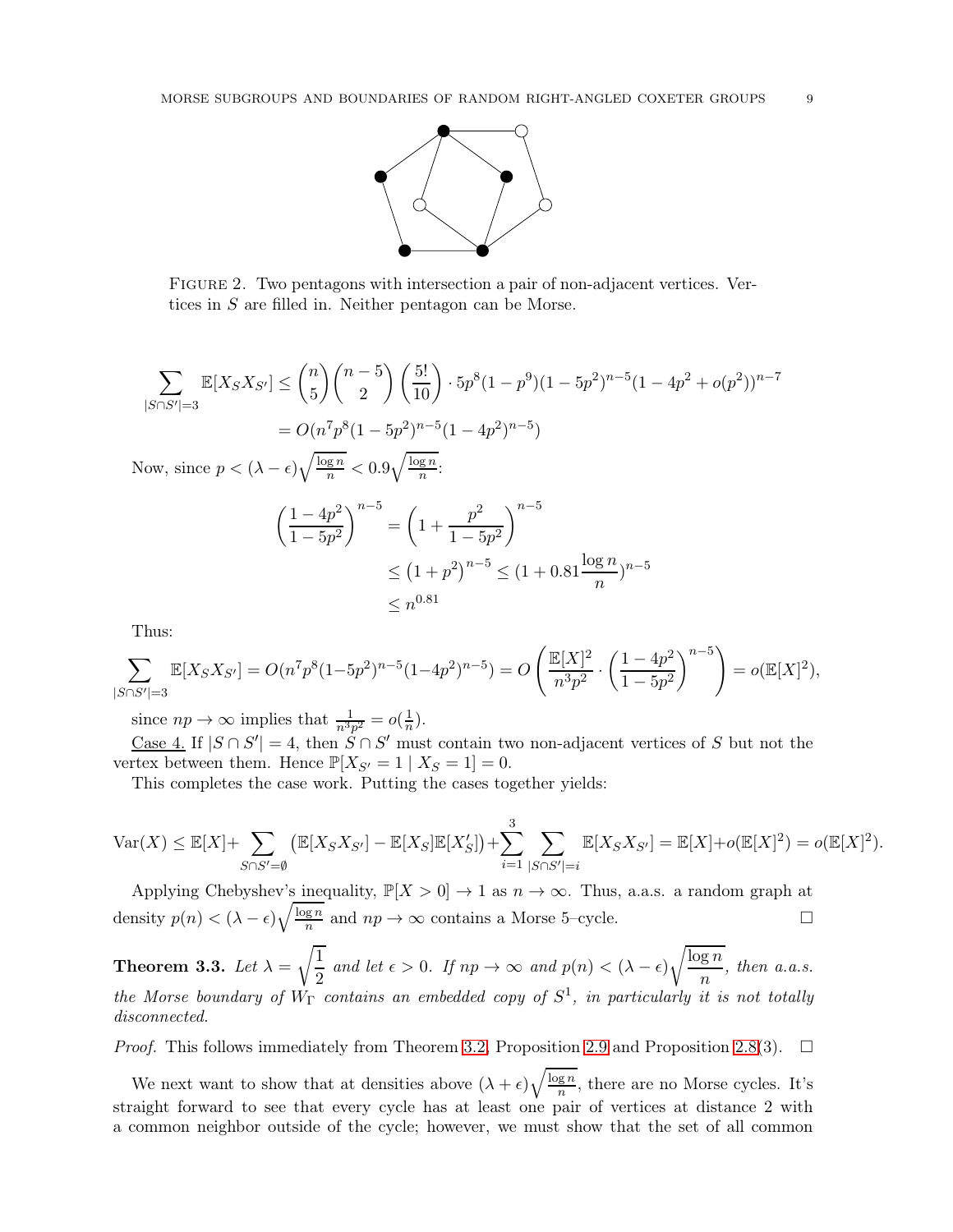FIGURE 2. Two pentagons with intersection a pair of non-adjacent vertices. Vertices in $S$ are filled in. Neither pentagon can be Morse.

$$\sum_{|S\cap S'|=3} \mathbb{E}[X_S X_{S'}] \leq \binom{n}{5}\binom{n-5}{2}\left(\frac{5!}{10}\right)\cdot 5p^8(1-p^9)(1-5p^2)^{n-5}(1-4p^2+o(p^2))^{n-7}$$
$$= O(n^7 p^8 (1-5p^2)^{n-5}(1-4p^2)^{n-5})$$

Now, since $p < (\lambda-\epsilon)\sqrt{\frac{\log n}{n}} < 0.9\sqrt{\frac{\log n}{n}}$:

$$\left(\frac{1-4p^2}{1-5p^2}\right)^{n-5} = \left(1+\frac{p^2}{1-5p^2}\right)^{n-5}$$
$$\leq \left(1+p^2\right)^{n-5} \leq (1+0.81\frac{\log n}{n})^{n-5}$$
$$\leq n^{0.81}$$

Thus:

$$\sum_{|S\cap S'|=3} \mathbb{E}[X_S X_{S'}] = O(n^7p^8(1-5p^2)^{n-5}(1-4p^2)^{n-5}) = O\left(\frac{\mathbb{E}[X]^2}{n^3p^2}\cdot\left(\frac{1-4p^2}{1-5p^2}\right)^{n-5}\right) = o(\mathbb{E}[X]^2),$$

since $np \to \infty$ implies that $\frac{1}{n^3p^2} = o(\frac{1}{n})$.

Case 4. If $|S \cap S'| = 4$, then $S \cap S'$ must contain two non-adjacent vertices of $S$ but not the vertex between them. Hence $\mathbb{P}[X_{S'} = 1 \mid X_S = 1] = 0$.

This completes the case work. Putting the cases together yields:

$$\mathrm{Var}(X) \leq \mathbb{E}[X] + \sum_{S\cap S'=\emptyset}\left(\mathbb{E}[X_SX_{S'}] - \mathbb{E}[X_S]\mathbb{E}[X'_S]\right) + \sum_{i=1}^{3}\sum_{|S\cap S'|=i}\mathbb{E}[X_SX_{S'}] = \mathbb{E}[X] + o(\mathbb{E}[X]^2) = o(\mathbb{E}[X]^2).$$

Applying Chebyshev's inequality, $\mathbb{P}[X > 0] \to 1$ as $n \to \infty$. Thus, a.a.s. a random graph at density $p(n) < (\lambda-\epsilon)\sqrt{\frac{\log n}{n}}$ and $np \to \infty$ contains a Morse 5–cycle. □

**Theorem 3.3.** *Let $\lambda = \sqrt{\frac{1}{2}}$ and let $\epsilon > 0$. If $np \to \infty$ and $p(n) < (\lambda - \epsilon)\sqrt{\frac{\log n}{n}}$, then a.a.s. the Morse boundary of $W_\Gamma$ contains an embedded copy of $S^1$, in particularly it is not totally disconnected.*

*Proof.* This follows immediately from Theorem 3.2, Proposition 2.9 and Proposition 2.8(3). □

We next want to show that at densities above $(\lambda+\epsilon)\sqrt{\frac{\log n}{n}}$, there are no Morse cycles. It's straight forward to see that every cycle has at least one pair of vertices at distance 2 with a common neighbor outside of the cycle; however, we must show that the set of all common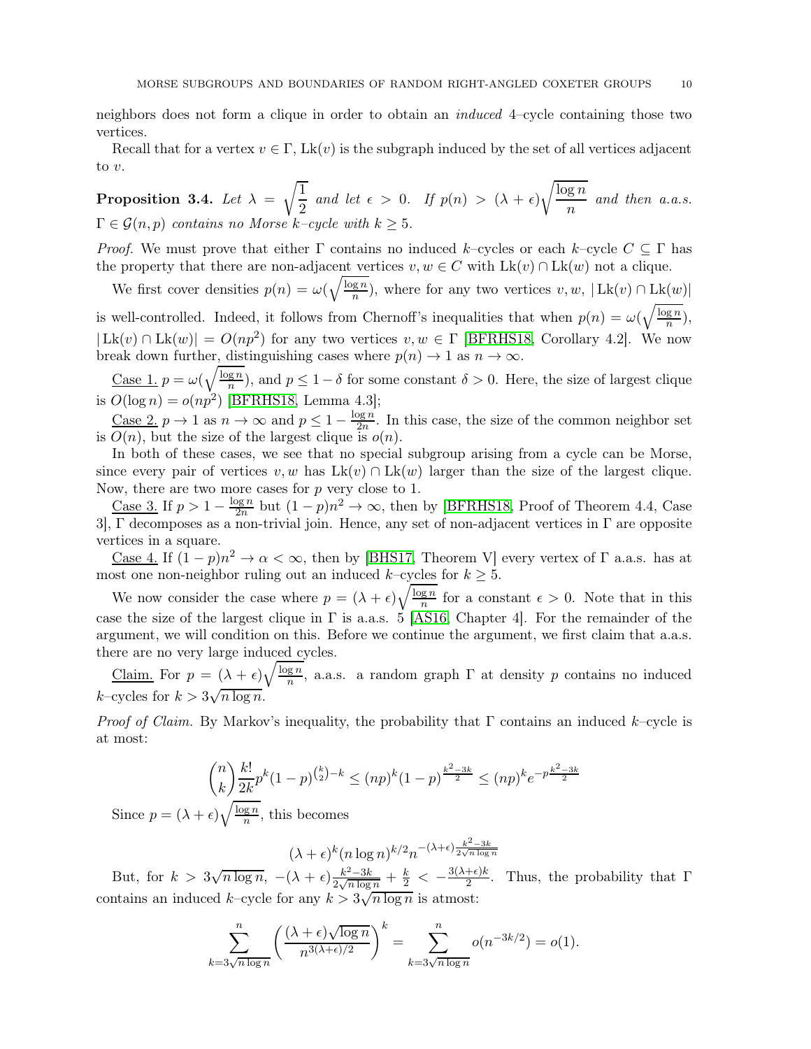neighbors does not form a clique in order to obtain an *induced* 4–cycle containing those two vertices.

Recall that for a vertex $v \in \Gamma$, $\mathrm{Lk}(v)$ is the subgraph induced by the set of all vertices adjacent to $v$.

**Proposition 3.4.** *Let $\lambda = \sqrt{\frac{1}{2}}$ and let $\epsilon > 0$. If $p(n) > (\lambda + \epsilon)\sqrt{\frac{\log n}{n}}$ and then a.a.s. $\Gamma \in \mathcal{G}(n, p)$ contains no Morse $k$–cycle with $k \geq 5$.*

*Proof.* We must prove that either $\Gamma$ contains no induced $k$–cycles or each $k$–cycle $C \subseteq \Gamma$ has the property that there are non-adjacent vertices $v, w \in C$ with $\mathrm{Lk}(v) \cap \mathrm{Lk}(w)$ not a clique.

We first cover densities $p(n) = \omega(\sqrt{\frac{\log n}{n}})$, where for any two vertices $v, w$, $|\mathrm{Lk}(v) \cap \mathrm{Lk}(w)|$ is well-controlled. Indeed, it follows from Chernoff's inequalities that when $p(n) = \omega(\sqrt{\frac{\log n}{n}})$, $|\mathrm{Lk}(v) \cap \mathrm{Lk}(w)| = O(np^2)$ for any two vertices $v, w \in \Gamma$ [BFRHS18, Corollary 4.2]. We now break down further, distinguishing cases where $p(n) \to 1$ as $n \to \infty$.

Case 1. $p = \omega(\sqrt{\frac{\log n}{n}})$, and $p \leq 1 - \delta$ for some constant $\delta > 0$. Here, the size of largest clique is $O(\log n) = o(np^2)$ [BFRHS18, Lemma 4.3];

Case 2. $p \to 1$ as $n \to \infty$ and $p \leq 1 - \frac{\log n}{2n}$. In this case, the size of the common neighbor set is $O(n)$, but the size of the largest clique is $o(n)$.

In both of these cases, we see that no special subgroup arising from a cycle can be Morse, since every pair of vertices $v, w$ has $\mathrm{Lk}(v) \cap \mathrm{Lk}(w)$ larger than the size of the largest clique. Now, there are two more cases for $p$ very close to 1.

Case 3. If $p > 1 - \frac{\log n}{2n}$ but $(1-p)n^2 \to \infty$, then by [BFRHS18, Proof of Theorem 4.4, Case 3], $\Gamma$ decomposes as a non-trivial join. Hence, any set of non-adjacent vertices in $\Gamma$ are opposite vertices in a square.

Case 4. If $(1-p)n^2 \to \alpha < \infty$, then by [BHS17, Theorem V] every vertex of $\Gamma$ a.a.s. has at most one non-neighbor ruling out an induced $k$–cycles for $k \geq 5$.

We now consider the case where $p = (\lambda + \epsilon)\sqrt{\frac{\log n}{n}}$ for a constant $\epsilon > 0$. Note that in this case the size of the largest clique in $\Gamma$ is a.a.s. 5 [AS16, Chapter 4]. For the remainder of the argument, we will condition on this. Before we continue the argument, we first claim that a.a.s. there are no very large induced cycles.

Claim. For $p = (\lambda + \epsilon)\sqrt{\frac{\log n}{n}}$, a.a.s. a random graph $\Gamma$ at density $p$ contains no induced $k$–cycles for $k > 3\sqrt{n \log n}$.

*Proof of Claim.* By Markov's inequality, the probability that $\Gamma$ contains an induced $k$–cycle is at most:

$$\binom{n}{k}\frac{k!}{2k}p^k(1-p)^{\binom{k}{2}-k} \leq (np)^k(1-p)^{\frac{k^2-3k}{2}} \leq (np)^k e^{-p\frac{k^2-3k}{2}}$$

Since $p = (\lambda + \epsilon)\sqrt{\frac{\log n}{n}}$, this becomes

$$(\lambda + \epsilon)^k (n \log n)^{k/2} n^{-(\lambda+\epsilon)\frac{k^2-3k}{2\sqrt{n \log n}}}$$

But, for $k > 3\sqrt{n \log n}$, $-(\lambda + \epsilon)\frac{k^2-3k}{2\sqrt{n \log n}} + \frac{k}{2} < -\frac{3(\lambda+\epsilon)k}{2}$. Thus, the probability that $\Gamma$ contains an induced $k$–cycle for any $k > 3\sqrt{n \log n}$ is atmost:

$$\sum_{k=3\sqrt{n \log n}}^{n} \left(\frac{(\lambda + \epsilon)\sqrt{\log n}}{n^{3(\lambda+\epsilon)/2}}\right)^k = \sum_{k=3\sqrt{n \log n}}^{n} o(n^{-3k/2}) = o(1).$$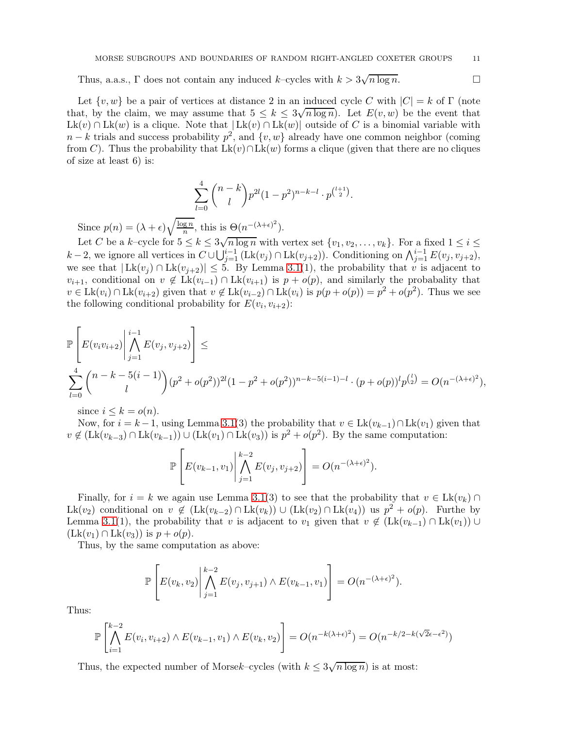Thus, a.a.s., $\Gamma$ does not contain any induced $k$–cycles with $k > 3\sqrt{n \log n}$. $\square$

Let $\{v, w\}$ be a pair of vertices at distance 2 in an induced cycle $C$ with $|C| = k$ of $\Gamma$ (note that, by the claim, we may assume that $5 \leq k \leq 3\sqrt{n \log n}$). Let $E(v, w)$ be the event that $\text{Lk}(v) \cap \text{Lk}(w)$ is a clique. Note that $|\text{Lk}(v) \cap \text{Lk}(w)|$ outside of $C$ is a binomial variable with $n - k$ trials and success probability $p^2$, and $\{v, w\}$ already have one common neighbor (coming from $C$). Thus the probability that $\text{Lk}(v) \cap \text{Lk}(w)$ forms a clique (given that there are no cliques of size at least 6) is:

$$\sum_{l=0}^{4} \binom{n-k}{l} p^{2l}(1-p^2)^{n-k-l} \cdot p^{\binom{l+1}{2}}.$$

Since $p(n) = (\lambda + \epsilon)\sqrt{\frac{\log n}{n}}$, this is $\Theta(n^{-(\lambda+\epsilon)^2})$.

Let $C$ be a $k$–cycle for $5 \leq k \leq 3\sqrt{n \log n}$ with vertex set $\{v_1, v_2, \ldots, v_k\}$. For a fixed $1 \leq i \leq k-2$, we ignore all vertices in $C \cup \bigcup_{j=1}^{i-1} (\text{Lk}(v_j) \cap \text{Lk}(v_{j+2}))$. Conditioning on $\bigwedge_{j=1}^{i-1} E(v_j, v_{j+2})$, we see that $|\text{Lk}(v_j) \cap \text{Lk}(v_{j+2})| \leq 5$. By Lemma 3.1(1), the probability that $v$ is adjacent to $v_{i+1}$, conditional on $v \notin \text{Lk}(v_{i-1}) \cap \text{Lk}(v_{i+1})$ is $p + o(p)$, and similarly the probabality that $v \in \text{Lk}(v_i) \cap \text{Lk}(v_{i+2})$ given that $v \notin \text{Lk}(v_{i-2}) \cap \text{Lk}(v_i)$ is $p(p + o(p)) = p^2 + o(p^2)$. Thus we see the following conditional probability for $E(v_i, v_{i+2})$:

$$\mathbb{P}\left[ E(v_i v_{i+2}) \middle| \bigwedge_{j=1}^{i-1} E(v_j, v_{j+2}) \right] \leq$$

$$\sum_{l=0}^{4} \binom{n-k-5(i-1)}{l} (p^2 + o(p^2))^{2l} (1 - p^2 + o(p^2))^{n-k-5(i-1)-l} \cdot (p + o(p))^l p^{\binom{l}{2}} = O(n^{-(\lambda+\epsilon)^2}),$$

since $i \leq k = o(n)$.

Now, for $i = k-1$, using Lemma 3.1(3) the probability that $v \in \text{Lk}(v_{k-1}) \cap \text{Lk}(v_1)$ given that $v \notin (\text{Lk}(v_{k-3}) \cap \text{Lk}(v_{k-1})) \cup (\text{Lk}(v_1) \cap \text{Lk}(v_3))$ is $p^2 + o(p^2)$. By the same computation:

$$\mathbb{P}\left[ E(v_{k-1}, v_1) \middle| \bigwedge_{j=1}^{k-2} E(v_j, v_{j+2}) \right] = O(n^{-(\lambda+\epsilon)^2}).$$

Finally, for $i = k$ we again use Lemma 3.1(3) to see that the probability that $v \in \text{Lk}(v_k) \cap \text{Lk}(v_2)$ conditional on $v \notin (\text{Lk}(v_{k-2}) \cap \text{Lk}(v_k)) \cup (\text{Lk}(v_2) \cap \text{Lk}(v_4))$ us $p^2 + o(p)$. Furthe by Lemma 3.1(1), the probability that $v$ is adjacent to $v_1$ given that $v \notin (\text{Lk}(v_{k-1}) \cap \text{Lk}(v_1)) \cup (\text{Lk}(v_1) \cap \text{Lk}(v_3))$ is $p + o(p)$.

Thus, by the same computation as above:

$$\mathbb{P}\left[ E(v_k, v_2) \middle| \bigwedge_{j=1}^{k-2} E(v_j, v_{j+1}) \wedge E(v_{k-1}, v_1) \right] = O(n^{-(\lambda+\epsilon)^2}).$$

Thus:

$$\mathbb{P}\left[ \bigwedge_{i=1}^{k-2} E(v_i, v_{i+2}) \wedge E(v_{k-1}, v_1) \wedge E(v_k, v_2) \right] = O(n^{-k(\lambda+\epsilon)^2}) = O(n^{-k/2 - k(\sqrt{2}\epsilon - \epsilon^2)})$$

Thus, the expected number of Morse$k$–cycles (with $k \leq 3\sqrt{n \log n}$) is at most: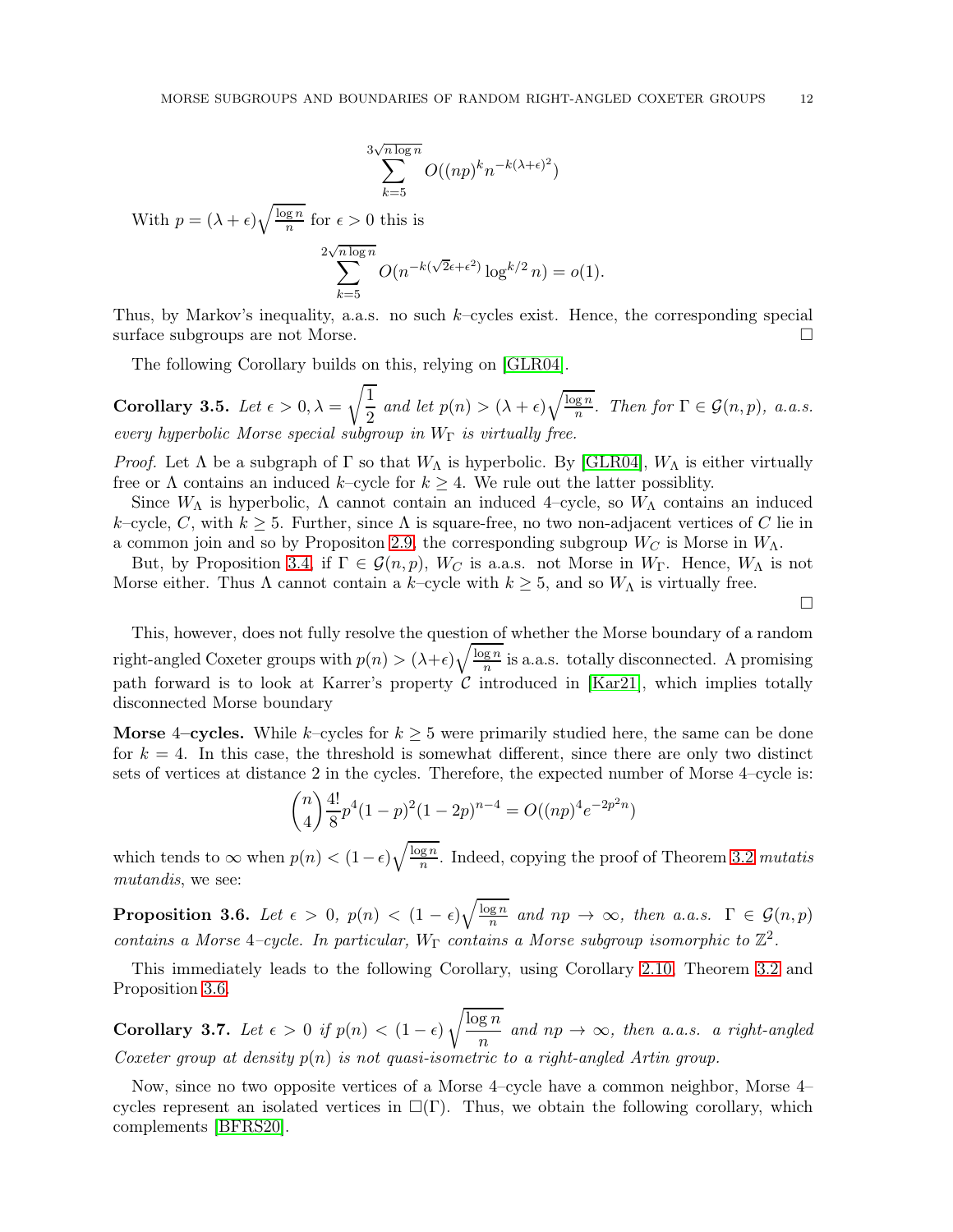$$\sum_{k=5}^{3\sqrt{n\log n}} O((np)^k n^{-k(\lambda+\epsilon)^2})$$

With $p = (\lambda+\epsilon)\sqrt{\frac{\log n}{n}}$ for $\epsilon > 0$ this is

$$\sum_{k=5}^{2\sqrt{n\log n}} O(n^{-k(\sqrt{2}\epsilon+\epsilon^2)} \log^{k/2} n) = o(1).$$

Thus, by Markov's inequality, a.a.s. no such $k$–cycles exist. Hence, the corresponding special surface subgroups are not Morse. □

The following Corollary builds on this, relying on [GLR04].

**Corollary 3.5.** *Let $\epsilon > 0, \lambda = \sqrt{\frac{1}{2}}$ and let $p(n) > (\lambda+\epsilon)\sqrt{\frac{\log n}{n}}$. Then for $\Gamma \in \mathcal{G}(n,p)$, a.a.s. every hyperbolic Morse special subgroup in $W_\Gamma$ is virtually free.*

*Proof.* Let $\Lambda$ be a subgraph of $\Gamma$ so that $W_\Lambda$ is hyperbolic. By [GLR04], $W_\Lambda$ is either virtually free or $\Lambda$ contains an induced $k$–cycle for $k \geq 4$. We rule out the latter possiblity.

Since $W_\Lambda$ is hyperbolic, $\Lambda$ cannot contain an induced 4–cycle, so $W_\Lambda$ contains an induced $k$–cycle, $C$, with $k \geq 5$. Further, since $\Lambda$ is square-free, no two non-adjacent vertices of $C$ lie in a common join and so by Propositon 2.9, the corresponding subgroup $W_C$ is Morse in $W_\Lambda$.

But, by Proposition 3.4, if $\Gamma \in \mathcal{G}(n,p)$, $W_C$ is a.a.s. not Morse in $W_\Gamma$. Hence, $W_\Lambda$ is not Morse either. Thus $\Lambda$ cannot contain a $k$–cycle with $k \geq 5$, and so $W_\Lambda$ is virtually free. □

This, however, does not fully resolve the question of whether the Morse boundary of a random right-angled Coxeter groups with $p(n) > (\lambda+\epsilon)\sqrt{\frac{\log n}{n}}$ is a.a.s. totally disconnected. A promising path forward is to look at Karrer's property $\mathcal{C}$ introduced in [Kar21], which implies totally disconnected Morse boundary

**Morse 4–cycles.** While $k$–cycles for $k \geq 5$ were primarily studied here, the same can be done for $k = 4$. In this case, the threshold is somewhat different, since there are only two distinct sets of vertices at distance 2 in the cycles. Therefore, the expected number of Morse 4–cycle is:

$$\binom{n}{4}\frac{4!}{8}p^4(1-p)^2(1-2p)^{n-4} = O((np)^4 e^{-2p^2 n})$$

which tends to $\infty$ when $p(n) < (1-\epsilon)\sqrt{\frac{\log n}{n}}$. Indeed, copying the proof of Theorem 3.2 *mutatis mutandis*, we see:

**Proposition 3.6.** *Let $\epsilon > 0$, $p(n) < (1-\epsilon)\sqrt{\frac{\log n}{n}}$ and $np \to \infty$, then a.a.s. $\Gamma \in \mathcal{G}(n,p)$ contains a Morse 4–cycle. In particular, $W_\Gamma$ contains a Morse subgroup isomorphic to $\mathbb{Z}^2$.*

This immediately leads to the following Corollary, using Corollary 2.10, Theorem 3.2 and Proposition 3.6.

**Corollary 3.7.** *Let $\epsilon > 0$ if $p(n) < (1-\epsilon)\sqrt{\frac{\log n}{n}}$ and $np \to \infty$, then a.a.s. a right-angled Coxeter group at density $p(n)$ is not quasi-isometric to a right-angled Artin group.*

Now, since no two opposite vertices of a Morse 4–cycle have a common neighbor, Morse 4–cycles represent an isolated vertices in $\square(\Gamma)$. Thus, we obtain the following corollary, which complements [BFRS20].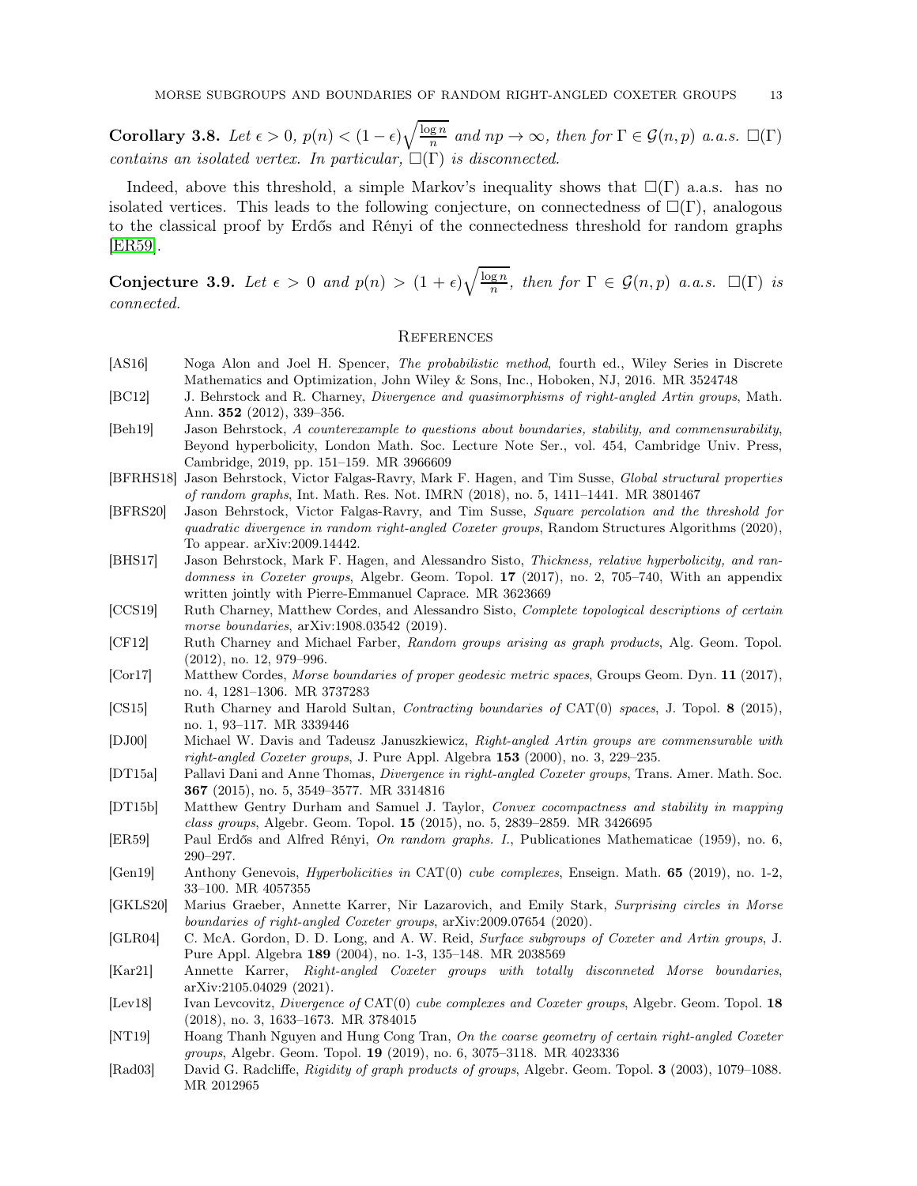**Corollary 3.8.** *Let $\epsilon > 0$, $p(n) < (1-\epsilon)\sqrt{\frac{\log n}{n}}$ and $np \to \infty$, then for $\Gamma \in \mathcal{G}(n,p)$ a.a.s. $\square(\Gamma)$ contains an isolated vertex. In particular, $\square(\Gamma)$ is disconnected.*

Indeed, above this threshold, a simple Markov's inequality shows that $\square(\Gamma)$ a.a.s. has no isolated vertices. This leads to the following conjecture, on connectedness of $\square(\Gamma)$, analogous to the classical proof by Erdős and Rényi of the connectedness threshold for random graphs [ER59].

**Conjecture 3.9.** *Let $\epsilon > 0$ and $p(n) > (1+\epsilon)\sqrt{\frac{\log n}{n}}$, then for $\Gamma \in \mathcal{G}(n,p)$ a.a.s. $\square(\Gamma)$ is connected.*

## References

- [AS16] Noga Alon and Joel H. Spencer, *The probabilistic method*, fourth ed., Wiley Series in Discrete Mathematics and Optimization, John Wiley & Sons, Inc., Hoboken, NJ, 2016. MR 3524748
- [BC12] J. Behrstock and R. Charney, *Divergence and quasimorphisms of right-angled Artin groups*, Math. Ann. **352** (2012), 339–356.
- [Beh19] Jason Behrstock, *A counterexample to questions about boundaries, stability, and commensurability*, Beyond hyperbolicity, London Math. Soc. Lecture Note Ser., vol. 454, Cambridge Univ. Press, Cambridge, 2019, pp. 151–159. MR 3966609
- [BFRHS18] Jason Behrstock, Victor Falgas-Ravry, Mark F. Hagen, and Tim Susse, *Global structural properties of random graphs*, Int. Math. Res. Not. IMRN (2018), no. 5, 1411–1441. MR 3801467
- [BFRS20] Jason Behrstock, Victor Falgas-Ravry, and Tim Susse, *Square percolation and the threshold for quadratic divergence in random right-angled Coxeter groups*, Random Structures Algorithms (2020), To appear. arXiv:2009.14442.
- [BHS17] Jason Behrstock, Mark F. Hagen, and Alessandro Sisto, *Thickness, relative hyperbolicity, and randomness in Coxeter groups*, Algebr. Geom. Topol. **17** (2017), no. 2, 705–740, With an appendix written jointly with Pierre-Emmanuel Caprace. MR 3623669
- [CCS19] Ruth Charney, Matthew Cordes, and Alessandro Sisto, *Complete topological descriptions of certain morse boundaries*, arXiv:1908.03542 (2019).
- [CF12] Ruth Charney and Michael Farber, *Random groups arising as graph products*, Alg. Geom. Topol. (2012), no. 12, 979–996.
- [Cor17] Matthew Cordes, *Morse boundaries of proper geodesic metric spaces*, Groups Geom. Dyn. **11** (2017), no. 4, 1281–1306. MR 3737283
- [CS15] Ruth Charney and Harold Sultan, *Contracting boundaries of* CAT(0) *spaces*, J. Topol. **8** (2015), no. 1, 93–117. MR 3339446
- [DJ00] Michael W. Davis and Tadeusz Januszkiewicz, *Right-angled Artin groups are commensurable with right-angled Coxeter groups*, J. Pure Appl. Algebra **153** (2000), no. 3, 229–235.
- [DT15a] Pallavi Dani and Anne Thomas, *Divergence in right-angled Coxeter groups*, Trans. Amer. Math. Soc. **367** (2015), no. 5, 3549–3577. MR 3314816
- [DT15b] Matthew Gentry Durham and Samuel J. Taylor, *Convex cocompactness and stability in mapping class groups*, Algebr. Geom. Topol. **15** (2015), no. 5, 2839–2859. MR 3426695
- [ER59] Paul Erdős and Alfred Rényi, *On random graphs. I.*, Publicationes Mathematicae (1959), no. 6, 290–297.
- [Gen19] Anthony Genevois, *Hyperbolicities in* CAT(0) *cube complexes*, Enseign. Math. **65** (2019), no. 1-2, 33–100. MR 4057355
- [GKLS20] Marius Graeber, Annette Karrer, Nir Lazarovich, and Emily Stark, *Surprising circles in Morse boundaries of right-angled Coxeter groups*, arXiv:2009.07654 (2020).
- [GLR04] C. McA. Gordon, D. D. Long, and A. W. Reid, *Surface subgroups of Coxeter and Artin groups*, J. Pure Appl. Algebra **189** (2004), no. 1-3, 135–148. MR 2038569
- [Kar21] Annette Karrer, *Right-angled Coxeter groups with totally disconneted Morse boundaries*, arXiv:2105.04029 (2021).
- [Lev18] Ivan Levcovitz, *Divergence of* CAT(0) *cube complexes and Coxeter groups*, Algebr. Geom. Topol. **18** (2018), no. 3, 1633–1673. MR 3784015
- [NT19] Hoang Thanh Nguyen and Hung Cong Tran, *On the coarse geometry of certain right-angled Coxeter groups*, Algebr. Geom. Topol. **19** (2019), no. 6, 3075–3118. MR 4023336
- [Rad03] David G. Radcliffe, *Rigidity of graph products of groups*, Algebr. Geom. Topol. **3** (2003), 1079–1088. MR 2012965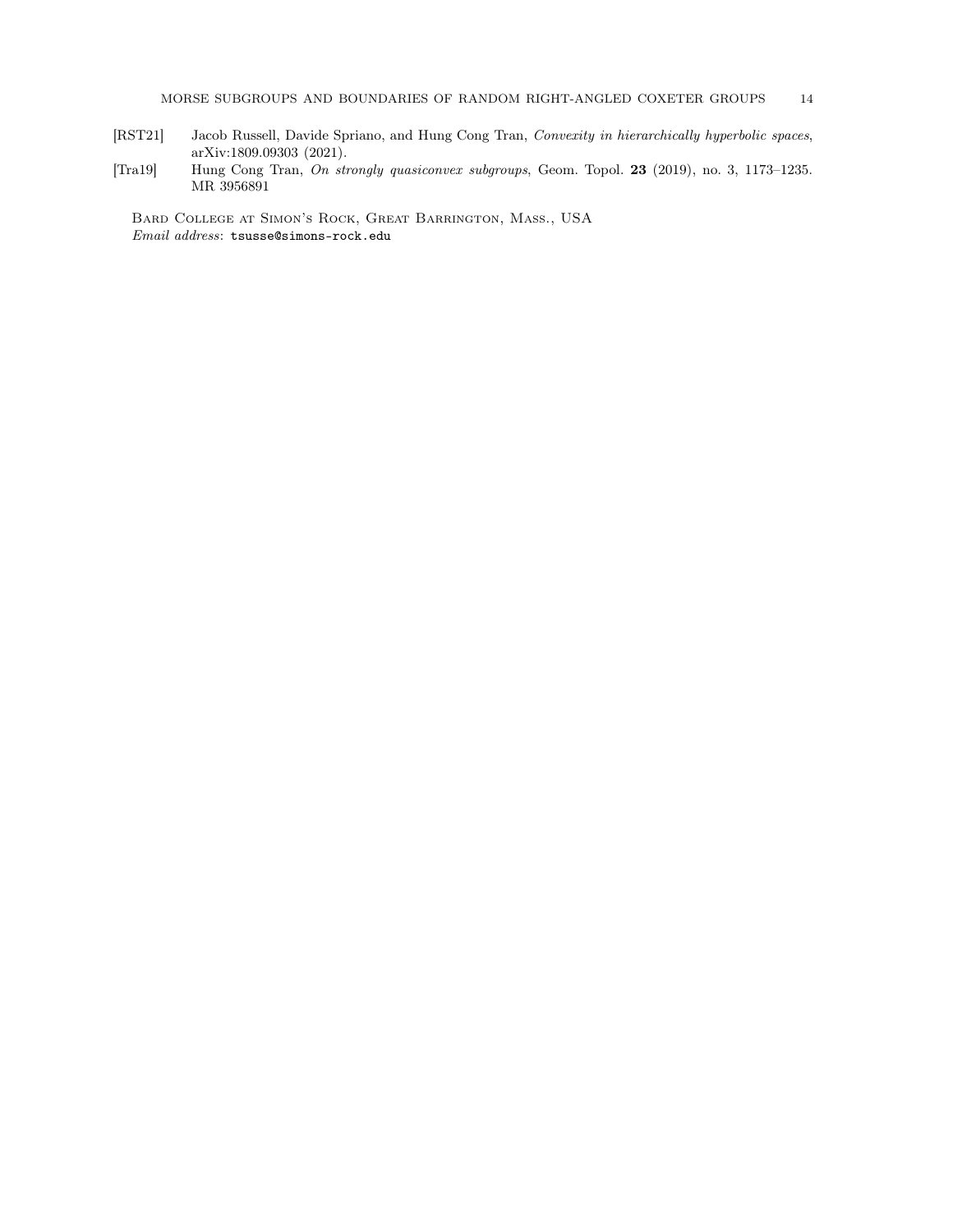[RST21] Jacob Russell, Davide Spriano, and Hung Cong Tran, *Convexity in hierarchically hyperbolic spaces*, arXiv:1809.09303 (2021).

[Tra19] Hung Cong Tran, *On strongly quasiconvex subgroups*, Geom. Topol. **23** (2019), no. 3, 1173–1235. MR 3956891

Bard College at Simon's Rock, Great Barrington, Mass., USA
*Email address*: `tsusse@simons-rock.edu`